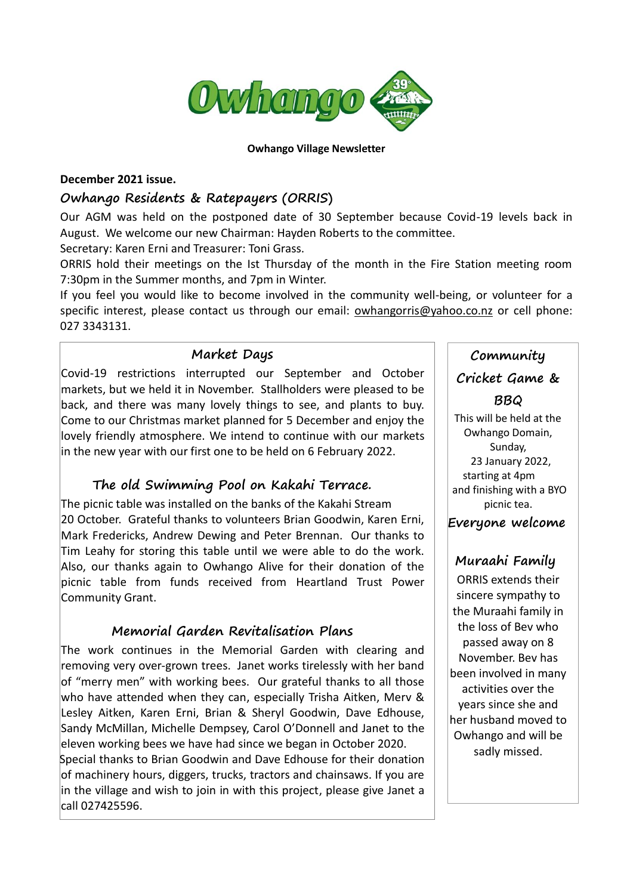**Owhango Village Newsletter**

**December 2021 issue.**

## Owhango Residents & Ratepayers (ORRIS)

Our AGM was held on the postponed date of 30 September because Covid-19 levels back in August. We welcome our new Chairman: Hayden Roberts to the committee.

Secretary: Karen Erni and Treasurer: Toni Grass.

ORRIS hold their meetings on the Ist Thursday of the month in the Fire Station meeting room 7:30pm in the Summer months, and 7pm in Winter.

If you feel you would like to become involved in the community well-being, or volunteer for a specific interest, please contact us through our email: owhangorris@yahoo.co.nz or cell phone: 027 3343131.

### Market Days

Covid-19 restrictions interrupted our September and October markets, but we held it in November. Stallholders were pleased to be back, and there was many lovely things to see, and plants to buy. Come to our Christmas market planned for 5 December and enjoy the lovely friendly atmosphere. We intend to continue with our markets in the new year with our first one to be held on 6 February 2022.

### The old Swimming Pool on Kakahi Terrace.

The picnic table was installed on the banks of the Kakahi Stream 20 October. Grateful thanks to volunteers Brian Goodwin, Karen Erni, Mark Fredericks, Andrew Dewing and Peter Brennan. Our thanks to Tim Leahy for storing this table until we were able to do the work. Also, our thanks again to Owhango Alive for their donation of the picnic table from funds received from Heartland Trust Power Community Grant.

### Memorial Garden Revitalisation Plans

The work continues in the Memorial Garden with clearing and removing very over-grown trees. Janet works tirelessly with her band of "merry men" with working bees. Our grateful thanks to all those who have attended when they can, especially Trisha Aitken, Merv & Lesley Aitken, Karen Erni, Brian & Sheryl Goodwin, Dave Edhouse, Sandy McMillan, Michelle Dempsey, Carol O'Donnell and Janet to the eleven working bees we have had since we began in October 2020.

Special thanks to Brian Goodwin and Dave Edhouse for their donation of machinery hours, diggers, trucks, tractors and chainsaws. If you are in the village and wish to join in with this project, please give Janet a call 027425596.

### Community Cricket Game & BBQ

This will be held at the Owhango Domain, Sunday, 23 January 2022, starting at 4pm and finishing with a BYO picnic tea.

*Everyone welcome*

### Muraahi Family

ORRIS extends their sincere sympathy to the Muraahi family in the loss of Bev who passed away on 8 November. Bev has been involved in many activities over the years since she and her husband moved to Owhango and will be sadly missed.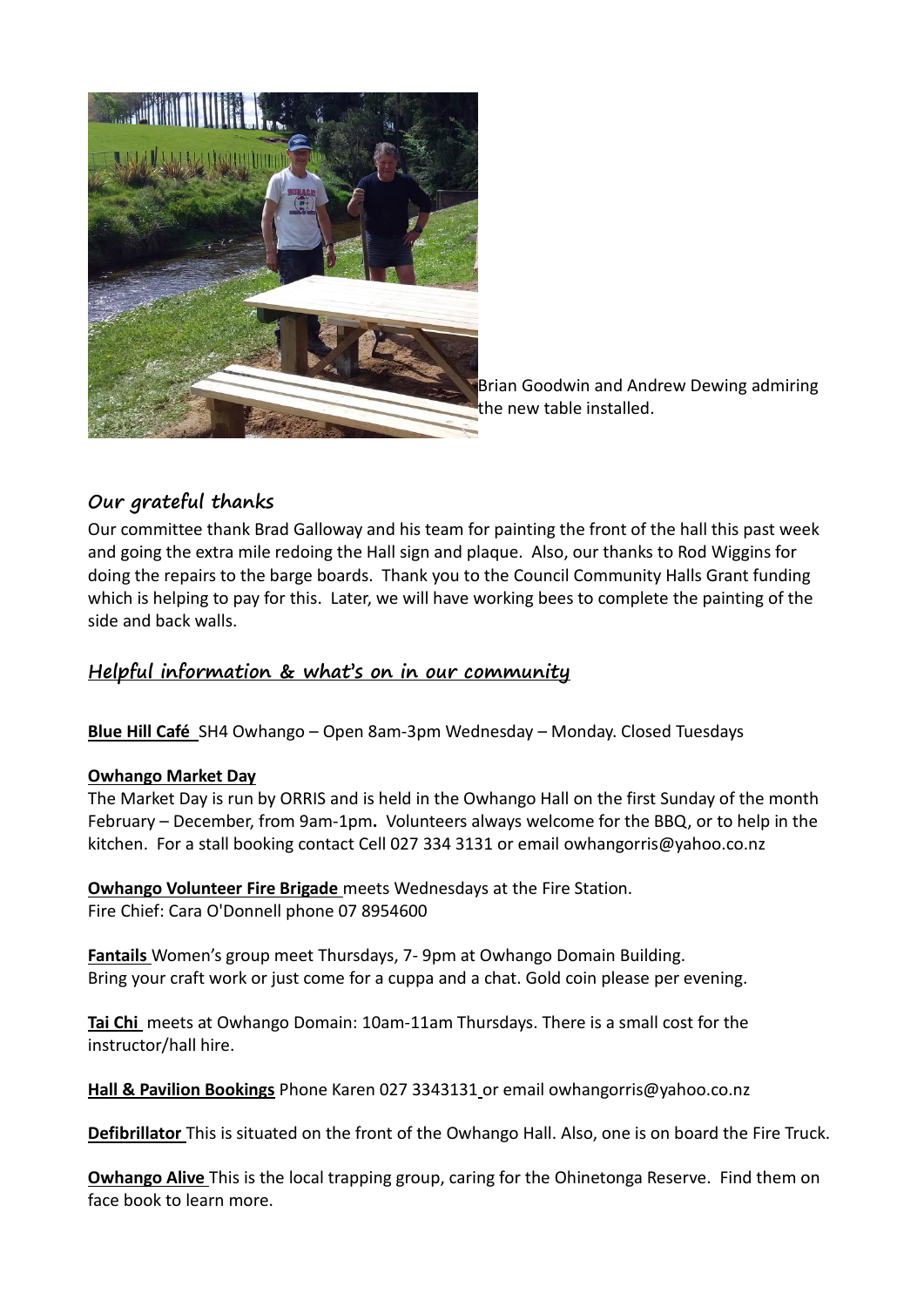Brian Goodwin and Andrew Dewing admiring the new table installed.

## *Our grateful thanks*

Our committee thank Brad Galloway and his team for painting the front of the hall this past week and going the extra mile redoing the Hall sign and plaque. Also, our thanks to Rod Wiggins for doing the repairs to the barge boards. Thank you to the Council Community Halls Grant funding which is helping to pay for this. Later, we will have working bees to complete the painting of the side and back walls.

## *Helpful information & what's on in our community*

**Blue Hill Café** SH4 Owhango – Open 8am-3pm Wednesday – Monday. Closed Tuesdays

**Owhango Market Day**
The Market Day is run by ORRIS and is held in the Owhango Hall on the first Sunday of the month February – December, from 9am-1pm**.** Volunteers always welcome for the BBQ, or to help in the kitchen. For a stall booking contact Cell 027 334 3131 or email owhangorris@yahoo.co.nz

**Owhango Volunteer Fire Brigade** meets Wednesdays at the Fire Station.
Fire Chief: Cara O'Donnell phone 07 8954600

**Fantails** Women's group meet Thursdays, 7- 9pm at Owhango Domain Building.
Bring your craft work or just come for a cuppa and a chat. Gold coin please per evening.

**Tai Chi** meets at Owhango Domain: 10am-11am Thursdays. There is a small cost for the instructor/hall hire.

**Hall & Pavilion Bookings** Phone Karen 027 3343131 or email owhangorris@yahoo.co.nz

**Defibrillator** This is situated on the front of the Owhango Hall. Also, one is on board the Fire Truck.

**Owhango Alive** This is the local trapping group, caring for the Ohinetonga Reserve. Find them on face book to learn more.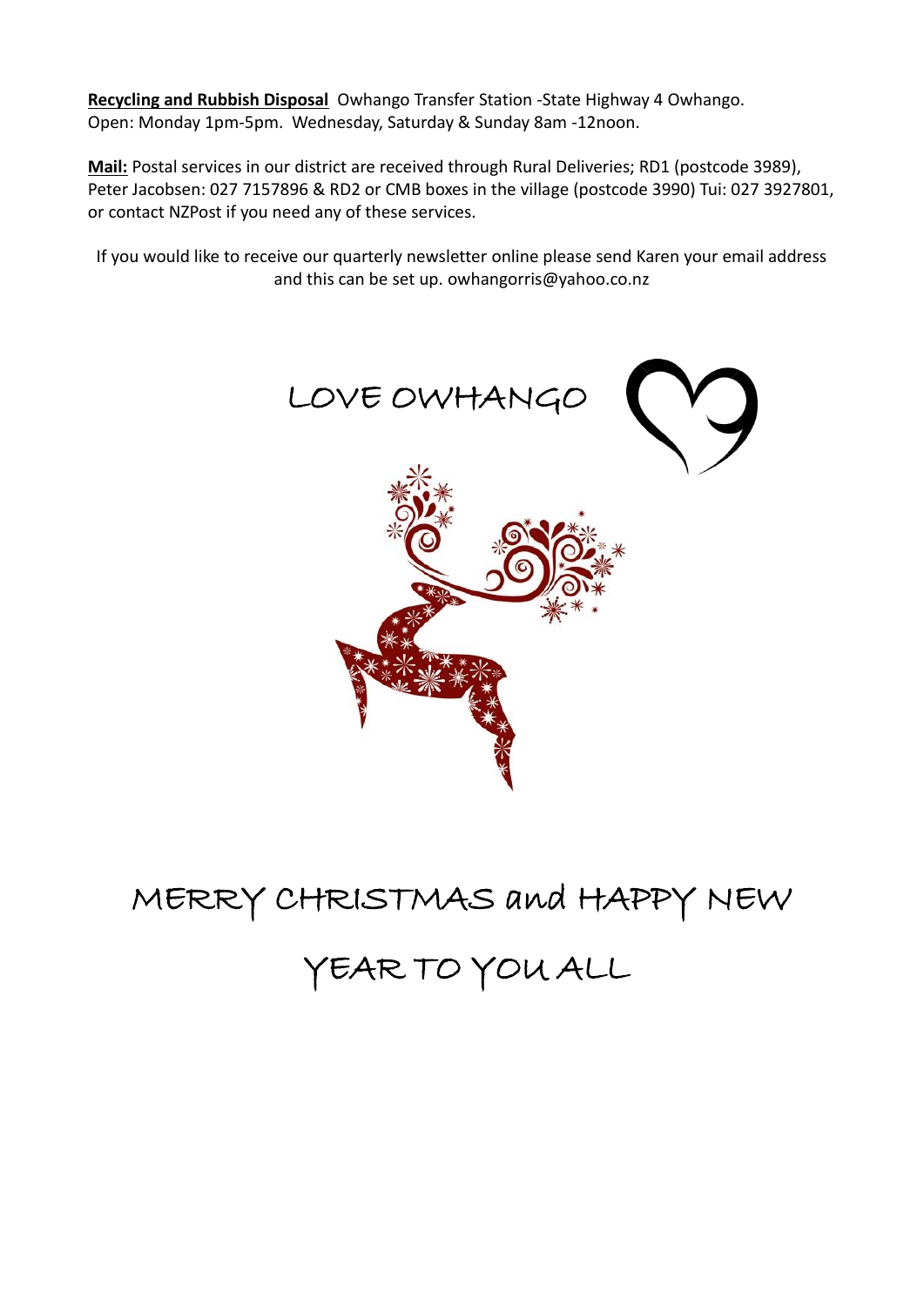**Recycling and Rubbish Disposal** Owhango Transfer Station -State Highway 4 Owhango.
Open: Monday 1pm-5pm. Wednesday, Saturday & Sunday 8am -12noon.

**Mail:** Postal services in our district are received through Rural Deliveries; RD1 (postcode 3989), Peter Jacobsen: 027 7157896 & RD2 or CMB boxes in the village (postcode 3990) Tui: 027 3927801, or contact NZPost if you need any of these services.

If you would like to receive our quarterly newsletter online please send Karen your email address and this can be set up. owhangorris@yahoo.co.nz

LOVE OWHANGO

MERRY CHRISTMAS and HAPPY NEW YEAR TO YOU ALL